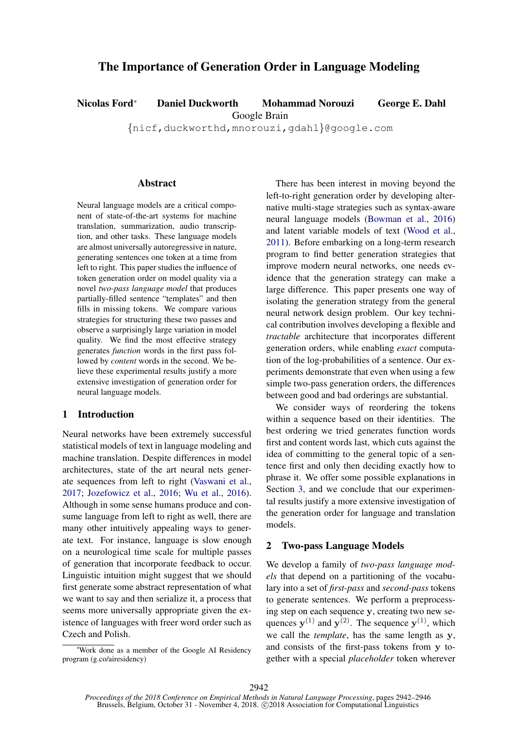# The Importance of Generation Order in Language Modeling

**Nicolas Ford**[*] **Daniel Duckworth** **Mohammad Norouzi** **George E. Dahl**

Google Brain

{nicf,duckworthd,mnorouzi,gdahl}@google.com

## Abstract

Neural language models are a critical component of state-of-the-art systems for machine translation, summarization, audio transcription, and other tasks. These language models are almost universally autoregressive in nature, generating sentences one token at a time from left to right. This paper studies the influence of token generation order on model quality via a novel *two-pass language model* that produces partially-filled sentence "templates" and then fills in missing tokens. We compare various strategies for structuring these two passes and observe a surprisingly large variation in model quality. We find the most effective strategy generates *function* words in the first pass followed by *content* words in the second. We believe these experimental results justify a more extensive investigation of generation order for neural language models.

## 1 Introduction

Neural networks have been extremely successful statistical models of text in language modeling and machine translation. Despite differences in model architectures, state of the art neural nets generate sequences from left to right (Vaswani et al., 2017; Jozefowicz et al., 2016; Wu et al., 2016). Although in some sense humans produce and consume language from left to right as well, there are many other intuitively appealing ways to generate text. For instance, language is slow enough on a neurological time scale for multiple passes of generation that incorporate feedback to occur. Linguistic intuition might suggest that we should first generate some abstract representation of what we want to say and then serialize it, a process that seems more universally appropriate given the existence of languages with freer word order such as Czech and Polish.

There has been interest in moving beyond the left-to-right generation order by developing alternative multi-stage strategies such as syntax-aware neural language models (Bowman et al., 2016) and latent variable models of text (Wood et al., 2011). Before embarking on a long-term research program to find better generation strategies that improve modern neural networks, one needs evidence that the generation strategy can make a large difference. This paper presents one way of isolating the generation strategy from the general neural network design problem. Our key technical contribution involves developing a flexible and *tractable* architecture that incorporates different generation orders, while enabling *exact* computation of the log-probabilities of a sentence. Our experiments demonstrate that even when using a few simple two-pass generation orders, the differences between good and bad orderings are substantial.

We consider ways of reordering the tokens within a sequence based on their identities. The best ordering we tried generates function words first and content words last, which cuts against the idea of committing to the general topic of a sentence first and only then deciding exactly how to phrase it. We offer some possible explanations in Section 3, and we conclude that our experimental results justify a more extensive investigation of the generation order for language and translation models.

## 2 Two-pass Language Models

We develop a family of *two-pass language models* that depend on a partitioning of the vocabulary into a set of *first-pass* and *second-pass* tokens to generate sentences. We perform a preprocessing step on each sequence $\mathbf{y}$, creating two new sequences $\mathbf{y}^{(1)}$ and $\mathbf{y}^{(2)}$. The sequence $\mathbf{y}^{(1)}$, which we call the *template*, has the same length as $\mathbf{y}$, and consists of the first-pass tokens from $\mathbf{y}$ together with a special *placeholder* token wherever

[*] Work done as a member of the Google AI Residency program (g.co/airesidency)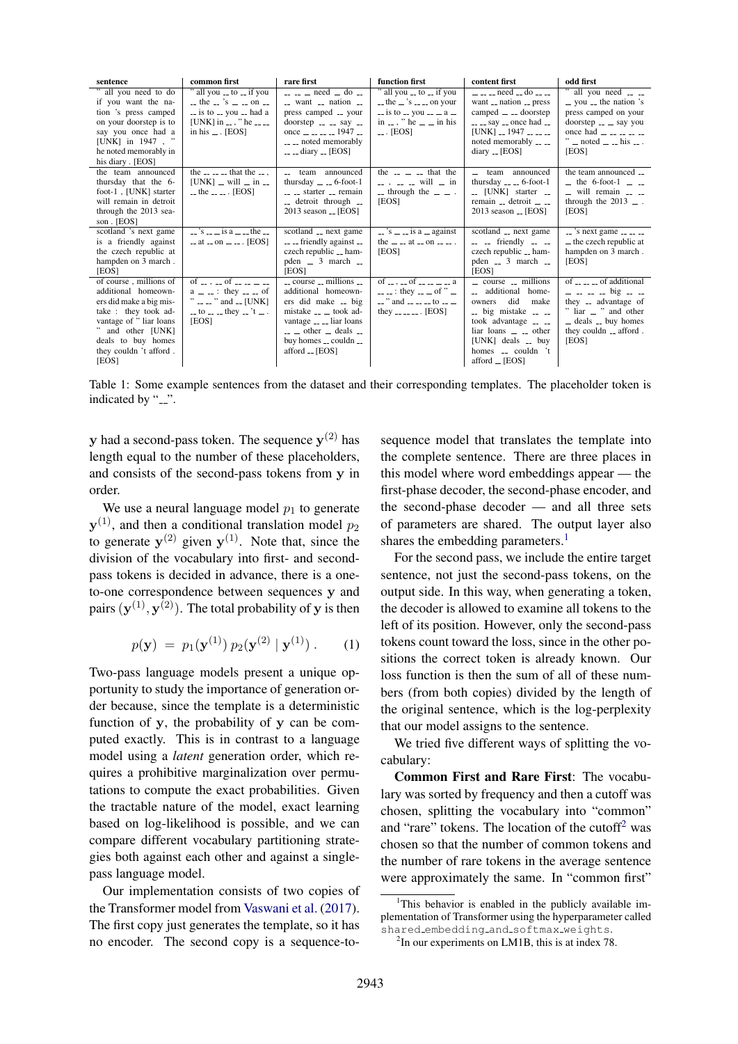| sentence | common first | rare first | function first | content first | odd first |
|---|---|---|---|---|---|
| " all you need to do if you want the nation 's press camped on your doorstep is to say you once had a [UNK] in 1947 , " he noted memorably in his diary . [EOS] | " all you __ to __ if you __ the __ 's __ __ on __ __ is to __ you __ had a [UNK] in __ , " he __ __ __ in his __ . [EOS] | __ __ __ need __ do __ __ want __ nation __ press camped __ your doorstep __ __ say __ once __ __ __ __ 1947 __ __ __ noted memorably __ __ diary __ [EOS] | " all you __ to __ if you __ the __ 's __ __ __ on your __ is to __ you __ __ a __ in __ , " he __ __ in his __ . [EOS] | __ __ __ need __ do __ __ want __ nation __ press camped __ __ doorstep __ __ say __ once had __ [UNK] __ 1947 __ __ __ noted memorably __ __ diary __ [EOS] | " all you need __ __ __ you __ the nation 's press camped on your doorstep __ __ say you once had __ __ __ __ __ " __ noted __ __ his __ . [EOS] |
| the team announced thursday that the 6-foot-1 , [UNK] starter will remain in detroit through the 2013 season . [EOS] | the __ __ __ that the __ , [UNK] __ will __ in __ __ the __ __ . [EOS] | __ team announced thursday __ __ 6-foot-1 __ __ starter __ remain __ detroit through __ 2013 season __ [EOS] | the __ __ __ that the __ , __ __ will __ in __ through the __ __ . [EOS] | __ team announced thursday __ __ 6-foot-1 __ [UNK] starter __ remain __ detroit __ __ 2013 season __ [EOS] | the team announced __ __ the 6-foot-1 __ __ __ will remain __ __ through the 2013 __ . [EOS] |
| scotland 's next game is a friendly against the czech republic at hampden on 3 march . [EOS] | __ 's __ __ is a __ __ the __ __ at __ on __ __ . [EOS] | scotland __ next game __ __ friendly against __ czech republic __ hampden __ 3 march __ [EOS] | __ 's __ __ is a __ against the __ __ at __ on __ __ . [EOS] | scotland __ next game __ __ friendly __ __ czech republic __ hampden __ 3 march __ [EOS] | __ 's next game __ __ __ __ the czech republic at hampden on 3 march . [EOS] |
| of course , millions of additional homeowners did make a big mistake : they took advantage of " liar loans " and other [UNK] deals to buy homes they couldn 't afford . [EOS] | of __ , __ of __ __ __ __ a __ __ : they __ __ of " __ __ " and __ [UNK] __ to __ __ they __ 't __ . [EOS] | __ course __ millions __ additional homeowners did make __ big mistake __ __ took advantage __ __ liar loans __ __ other __ deals __ buy homes __ couldn __ afford __ [EOS] | of __ , __ of __ __ __ __ a __ __ : they __ __ of " __ __ " and __ __ __ to __ __ they __ __ __ . [EOS] | __ course __ millions __ additional homeowners did make __ big mistake __ __ took advantage __ __ liar loans __ __ other [UNK] deals __ buy homes __ couldn 't afford __ [EOS] | of __ __ __ of additional __ __ __ __ big __ __ they __ advantage of " liar __ " and other __ deals __ buy homes they couldn __ afford . [EOS] |

Table 1: Some example sentences from the dataset and their corresponding templates. The placeholder token is indicated by "__".

$\mathbf{y}$ had a second-pass token. The sequence $\mathbf{y}^{(2)}$ has length equal to the number of these placeholders, and consists of the second-pass tokens from $\mathbf{y}$ in order.

We use a neural language model $p_1$ to generate $\mathbf{y}^{(1)}$, and then a conditional translation model $p_2$ to generate $\mathbf{y}^{(2)}$ given $\mathbf{y}^{(1)}$. Note that, since the division of the vocabulary into first- and second-pass tokens is decided in advance, there is a one-to-one correspondence between sequences $\mathbf{y}$ and pairs $(\mathbf{y}^{(1)}, \mathbf{y}^{(2)})$. The total probability of $\mathbf{y}$ is then

$$p(\mathbf{y}) = p_1(\mathbf{y}^{(1)})\, p_2(\mathbf{y}^{(2)} \mid \mathbf{y}^{(1)}) . \quad (1)$$

Two-pass language models present a unique opportunity to study the importance of generation order because, since the template is a deterministic function of $\mathbf{y}$, the probability of $\mathbf{y}$ can be computed exactly. This is in contrast to a language model using a *latent* generation order, which requires a prohibitive marginalization over permutations to compute the exact probabilities. Given the tractable nature of the model, exact learning based on log-likelihood is possible, and we can compare different vocabulary partitioning strategies both against each other and against a single-pass language model.

Our implementation consists of two copies of the Transformer model from Vaswani et al. (2017). The first copy just generates the template, so it has no encoder. The second copy is a sequence-to-sequence model that translates the template into the complete sentence. There are three places in this model where word embeddings appear — the first-phase decoder, the second-phase encoder, and the second-phase decoder — and all three sets of parameters are shared. The output layer also shares the embedding parameters.[1]

For the second pass, we include the entire target sentence, not just the second-pass tokens, on the output side. In this way, when generating a token, the decoder is allowed to examine all tokens to the left of its position. However, only the second-pass tokens count toward the loss, since in the other positions the correct token is already known. Our loss function is then the sum of all of these numbers (from both copies) divided by the length of the original sentence, which is the log-perplexity that our model assigns to the sentence.

We tried five different ways of splitting the vocabulary:

**Common First and Rare First**: The vocabulary was sorted by frequency and then a cutoff was chosen, splitting the vocabulary into "common" and "rare" tokens. The location of the cutoff[2] was chosen so that the number of common tokens and the number of rare tokens in the average sentence were approximately the same. In "common first"

[1] This behavior is enabled in the publicly available implementation of Transformer using the hyperparameter called `shared_embedding_and_softmax_weights`.

[2] In our experiments on LM1B, this is at index 78.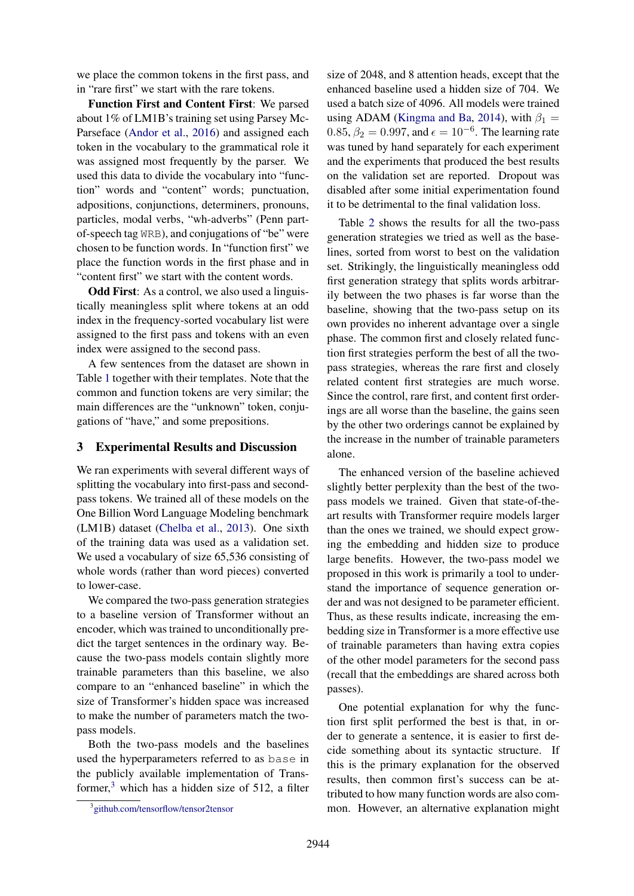we place the common tokens in the first pass, and in "rare first" we start with the rare tokens.

**Function First and Content First**: We parsed about 1% of LM1B's training set using Parsey McParseface (Andor et al., 2016) and assigned each token in the vocabulary to the grammatical role it was assigned most frequently by the parser. We used this data to divide the vocabulary into "function" words and "content" words; punctuation, adpositions, conjunctions, determiners, pronouns, particles, modal verbs, "wh-adverbs" (Penn part-of-speech tag `WRB`), and conjugations of "be" were chosen to be function words. In "function first" we place the function words in the first phase and in "content first" we start with the content words.

**Odd First**: As a control, we also used a linguistically meaningless split where tokens at an odd index in the frequency-sorted vocabulary list were assigned to the first pass and tokens with an even index were assigned to the second pass.

A few sentences from the dataset are shown in Table 1 together with their templates. Note that the common and function tokens are very similar; the main differences are the "unknown" token, conjugations of "have," and some prepositions.

## 3 Experimental Results and Discussion

We ran experiments with several different ways of splitting the vocabulary into first-pass and second-pass tokens. We trained all of these models on the One Billion Word Language Modeling benchmark (LM1B) dataset (Chelba et al., 2013). One sixth of the training data was used as a validation set. We used a vocabulary of size 65,536 consisting of whole words (rather than word pieces) converted to lower-case.

We compared the two-pass generation strategies to a baseline version of Transformer without an encoder, which was trained to unconditionally predict the target sentences in the ordinary way. Because the two-pass models contain slightly more trainable parameters than this baseline, we also compare to an "enhanced baseline" in which the size of Transformer's hidden space was increased to make the number of parameters match the two-pass models.

Both the two-pass models and the baselines used the hyperparameters referred to as `base` in the publicly available implementation of Transformer,[3] which has a hidden size of 512, a filter size of 2048, and 8 attention heads, except that the enhanced baseline used a hidden size of 704. We used a batch size of 4096. All models were trained using ADAM (Kingma and Ba, 2014), with $\beta_1 = 0.85$, $\beta_2 = 0.997$, and $\epsilon = 10^{-6}$. The learning rate was tuned by hand separately for each experiment and the experiments that produced the best results on the validation set are reported. Dropout was disabled after some initial experimentation found it to be detrimental to the final validation loss.

Table 2 shows the results for all the two-pass generation strategies we tried as well as the baselines, sorted from worst to best on the validation set. Strikingly, the linguistically meaningless odd first generation strategy that splits words arbitrarily between the two phases is far worse than the baseline, showing that the two-pass setup on its own provides no inherent advantage over a single phase. The common first and closely related function first strategies perform the best of all the two-pass strategies, whereas the rare first and closely related content first strategies are much worse. Since the control, rare first, and content first orderings are all worse than the baseline, the gains seen by the other two orderings cannot be explained by the increase in the number of trainable parameters alone.

The enhanced version of the baseline achieved slightly better perplexity than the best of the two-pass models we trained. Given that state-of-the-art results with Transformer require models larger than the ones we trained, we should expect growing the embedding and hidden size to produce large benefits. However, the two-pass model we proposed in this work is primarily a tool to understand the importance of sequence generation order and was not designed to be parameter efficient. Thus, as these results indicate, increasing the embedding size in Transformer is a more effective use of trainable parameters than having extra copies of the other model parameters for the second pass (recall that the embeddings are shared across both passes).

One potential explanation for why the function first split performed the best is that, in order to generate a sentence, it is easier to first decide something about its syntactic structure. If this is the primary explanation for the observed results, then common first's success can be attributed to how many function words are also common. However, an alternative explanation might

[3] github.com/tensorflow/tensor2tensor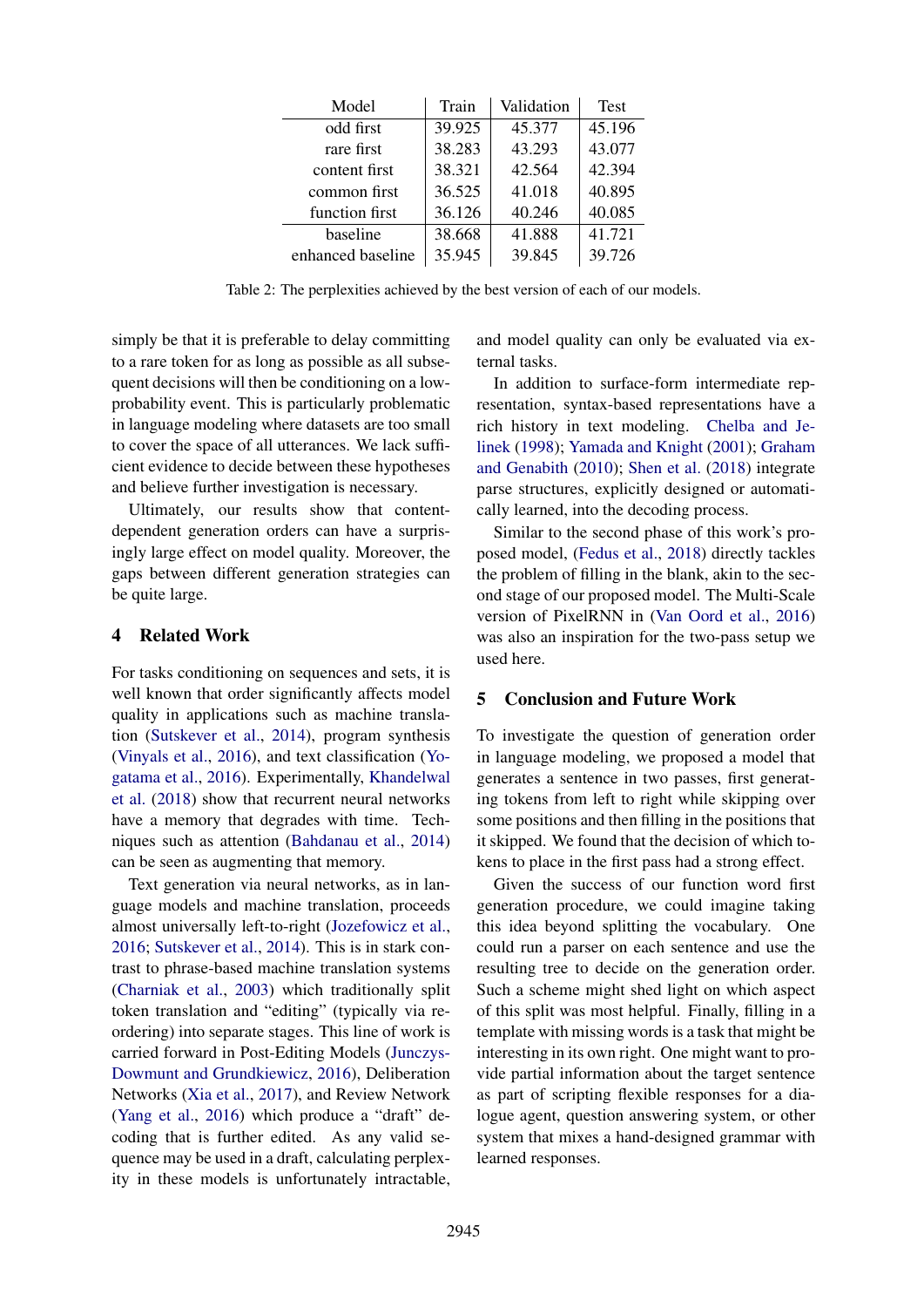| Model | Train | Validation | Test |
|---|---|---|---|
| odd first | 39.925 | 45.377 | 45.196 |
| rare first | 38.283 | 43.293 | 43.077 |
| content first | 38.321 | 42.564 | 42.394 |
| common first | 36.525 | 41.018 | 40.895 |
| function first | 36.126 | 40.246 | 40.085 |
| baseline | 38.668 | 41.888 | 41.721 |
| enhanced baseline | 35.945 | 39.845 | 39.726 |

Table 2: The perplexities achieved by the best version of each of our models.

simply be that it is preferable to delay committing to a rare token for as long as possible as all subsequent decisions will then be conditioning on a low-probability event. This is particularly problematic in language modeling where datasets are too small to cover the space of all utterances. We lack sufficient evidence to decide between these hypotheses and believe further investigation is necessary.

Ultimately, our results show that content-dependent generation orders can have a surprisingly large effect on model quality. Moreover, the gaps between different generation strategies can be quite large.

## 4 Related Work

For tasks conditioning on sequences and sets, it is well known that order significantly affects model quality in applications such as machine translation (Sutskever et al., 2014), program synthesis (Vinyals et al., 2016), and text classification (Yogatama et al., 2016). Experimentally, Khandelwal et al. (2018) show that recurrent neural networks have a memory that degrades with time. Techniques such as attention (Bahdanau et al., 2014) can be seen as augmenting that memory.

Text generation via neural networks, as in language models and machine translation, proceeds almost universally left-to-right (Jozefowicz et al., 2016; Sutskever et al., 2014). This is in stark contrast to phrase-based machine translation systems (Charniak et al., 2003) which traditionally split token translation and "editing" (typically via reordering) into separate stages. This line of work is carried forward in Post-Editing Models (Junczys-Dowmunt and Grundkiewicz, 2016), Deliberation Networks (Xia et al., 2017), and Review Network (Yang et al., 2016) which produce a "draft" decoding that is further edited. As any valid sequence may be used in a draft, calculating perplexity in these models is unfortunately intractable, and model quality can only be evaluated via external tasks.

In addition to surface-form intermediate representation, syntax-based representations have a rich history in text modeling. Chelba and Jelinek (1998); Yamada and Knight (2001); Graham and Genabith (2010); Shen et al. (2018) integrate parse structures, explicitly designed or automatically learned, into the decoding process.

Similar to the second phase of this work's proposed model, (Fedus et al., 2018) directly tackles the problem of filling in the blank, akin to the second stage of our proposed model. The Multi-Scale version of PixelRNN in (Van Oord et al., 2016) was also an inspiration for the two-pass setup we used here.

## 5 Conclusion and Future Work

To investigate the question of generation order in language modeling, we proposed a model that generates a sentence in two passes, first generating tokens from left to right while skipping over some positions and then filling in the positions that it skipped. We found that the decision of which tokens to place in the first pass had a strong effect.

Given the success of our function word first generation procedure, we could imagine taking this idea beyond splitting the vocabulary. One could run a parser on each sentence and use the resulting tree to decide on the generation order. Such a scheme might shed light on which aspect of this split was most helpful. Finally, filling in a template with missing words is a task that might be interesting in its own right. One might want to provide partial information about the target sentence as part of scripting flexible responses for a dialogue agent, question answering system, or other system that mixes a hand-designed grammar with learned responses.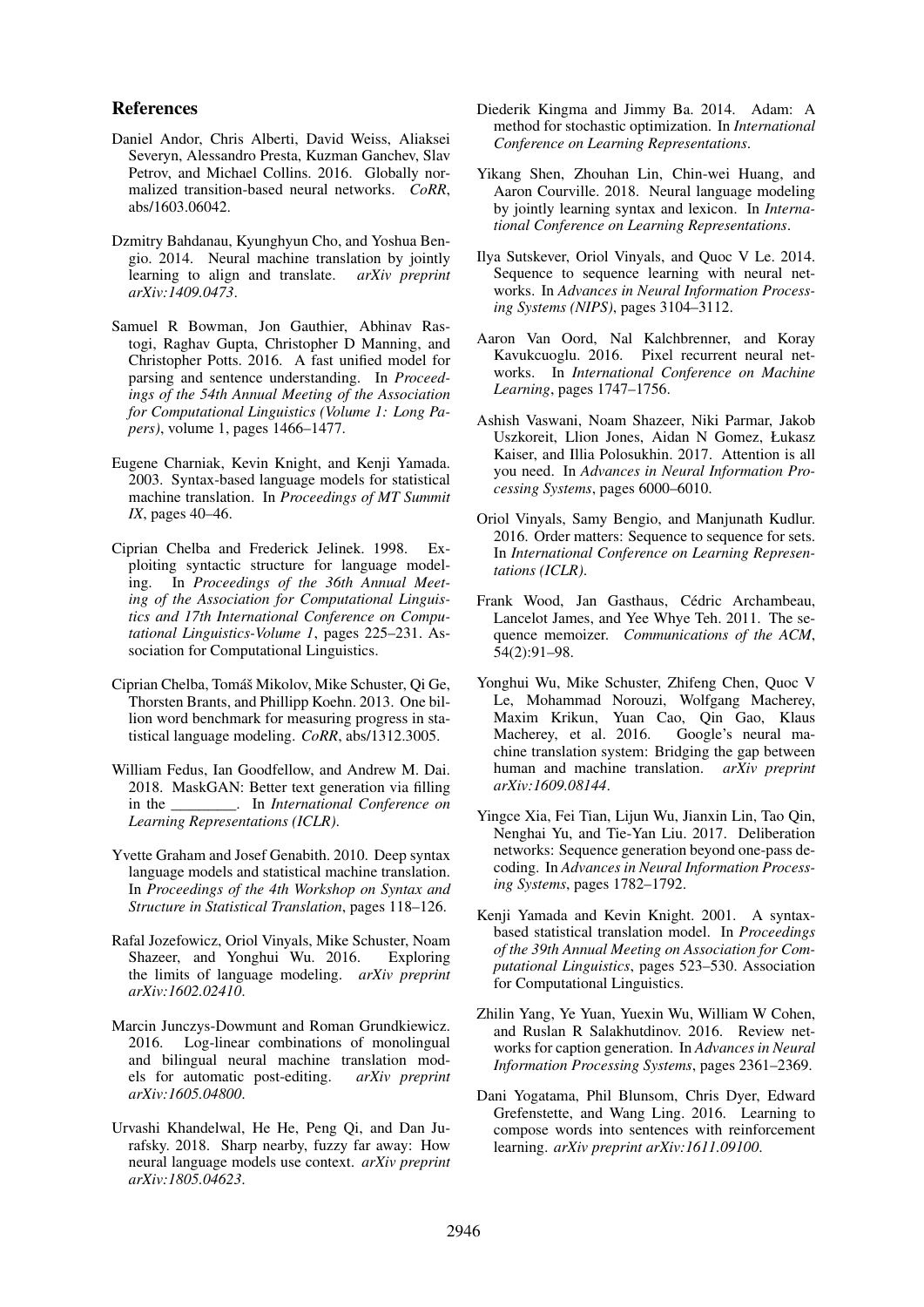## References

Daniel Andor, Chris Alberti, David Weiss, Aliaksei Severyn, Alessandro Presta, Kuzman Ganchev, Slav Petrov, and Michael Collins. 2016. Globally normalized transition-based neural networks. *CoRR*, abs/1603.06042.

Dzmitry Bahdanau, Kyunghyun Cho, and Yoshua Bengio. 2014. Neural machine translation by jointly learning to align and translate. *arXiv preprint arXiv:1409.0473*.

Samuel R Bowman, Jon Gauthier, Abhinav Rastogi, Raghav Gupta, Christopher D Manning, and Christopher Potts. 2016. A fast unified model for parsing and sentence understanding. In *Proceedings of the 54th Annual Meeting of the Association for Computational Linguistics (Volume 1: Long Papers)*, volume 1, pages 1466–1477.

Eugene Charniak, Kevin Knight, and Kenji Yamada. 2003. Syntax-based language models for statistical machine translation. In *Proceedings of MT Summit IX*, pages 40–46.

Ciprian Chelba and Frederick Jelinek. 1998. Exploiting syntactic structure for language modeling. In *Proceedings of the 36th Annual Meeting of the Association for Computational Linguistics and 17th International Conference on Computational Linguistics-Volume 1*, pages 225–231. Association for Computational Linguistics.

Ciprian Chelba, Tomáš Mikolov, Mike Schuster, Qi Ge, Thorsten Brants, and Phillipp Koehn. 2013. One billion word benchmark for measuring progress in statistical language modeling. *CoRR*, abs/1312.3005.

William Fedus, Ian Goodfellow, and Andrew M. Dai. 2018. MaskGAN: Better text generation via filling in the ________. In *International Conference on Learning Representations (ICLR)*.

Yvette Graham and Josef Genabith. 2010. Deep syntax language models and statistical machine translation. In *Proceedings of the 4th Workshop on Syntax and Structure in Statistical Translation*, pages 118–126.

Rafal Jozefowicz, Oriol Vinyals, Mike Schuster, Noam Shazeer, and Yonghui Wu. 2016. Exploring the limits of language modeling. *arXiv preprint arXiv:1602.02410*.

Marcin Junczys-Dowmunt and Roman Grundkiewicz. 2016. Log-linear combinations of monolingual and bilingual neural machine translation models for automatic post-editing. *arXiv preprint arXiv:1605.04800*.

Urvashi Khandelwal, He He, Peng Qi, and Dan Jurafsky. 2018. Sharp nearby, fuzzy far away: How neural language models use context. *arXiv preprint arXiv:1805.04623*.

Diederik Kingma and Jimmy Ba. 2014. Adam: A method for stochastic optimization. In *International Conference on Learning Representations*.

Yikang Shen, Zhouhan Lin, Chin-wei Huang, and Aaron Courville. 2018. Neural language modeling by jointly learning syntax and lexicon. In *International Conference on Learning Representations*.

Ilya Sutskever, Oriol Vinyals, and Quoc V Le. 2014. Sequence to sequence learning with neural networks. In *Advances in Neural Information Processing Systems (NIPS)*, pages 3104–3112.

Aaron Van Oord, Nal Kalchbrenner, and Koray Kavukcuoglu. 2016. Pixel recurrent neural networks. In *International Conference on Machine Learning*, pages 1747–1756.

Ashish Vaswani, Noam Shazeer, Niki Parmar, Jakob Uszkoreit, Llion Jones, Aidan N Gomez, Łukasz Kaiser, and Illia Polosukhin. 2017. Attention is all you need. In *Advances in Neural Information Processing Systems*, pages 6000–6010.

Oriol Vinyals, Samy Bengio, and Manjunath Kudlur. 2016. Order matters: Sequence to sequence for sets. In *International Conference on Learning Representations (ICLR)*.

Frank Wood, Jan Gasthaus, Cédric Archambeau, Lancelot James, and Yee Whye Teh. 2011. The sequence memoizer. *Communications of the ACM*, 54(2):91–98.

Yonghui Wu, Mike Schuster, Zhifeng Chen, Quoc V Le, Mohammad Norouzi, Wolfgang Macherey, Maxim Krikun, Yuan Cao, Qin Gao, Klaus Macherey, et al. 2016. Google's neural machine translation system: Bridging the gap between human and machine translation. *arXiv preprint arXiv:1609.08144*.

Yingce Xia, Fei Tian, Lijun Wu, Jianxin Lin, Tao Qin, Nenghai Yu, and Tie-Yan Liu. 2017. Deliberation networks: Sequence generation beyond one-pass decoding. In *Advances in Neural Information Processing Systems*, pages 1782–1792.

Kenji Yamada and Kevin Knight. 2001. A syntax-based statistical translation model. In *Proceedings of the 39th Annual Meeting on Association for Computational Linguistics*, pages 523–530. Association for Computational Linguistics.

Zhilin Yang, Ye Yuan, Yuexin Wu, William W Cohen, and Ruslan R Salakhutdinov. 2016. Review networks for caption generation. In *Advances in Neural Information Processing Systems*, pages 2361–2369.

Dani Yogatama, Phil Blunsom, Chris Dyer, Edward Grefenstette, and Wang Ling. 2016. Learning to compose words into sentences with reinforcement learning. *arXiv preprint arXiv:1611.09100*.